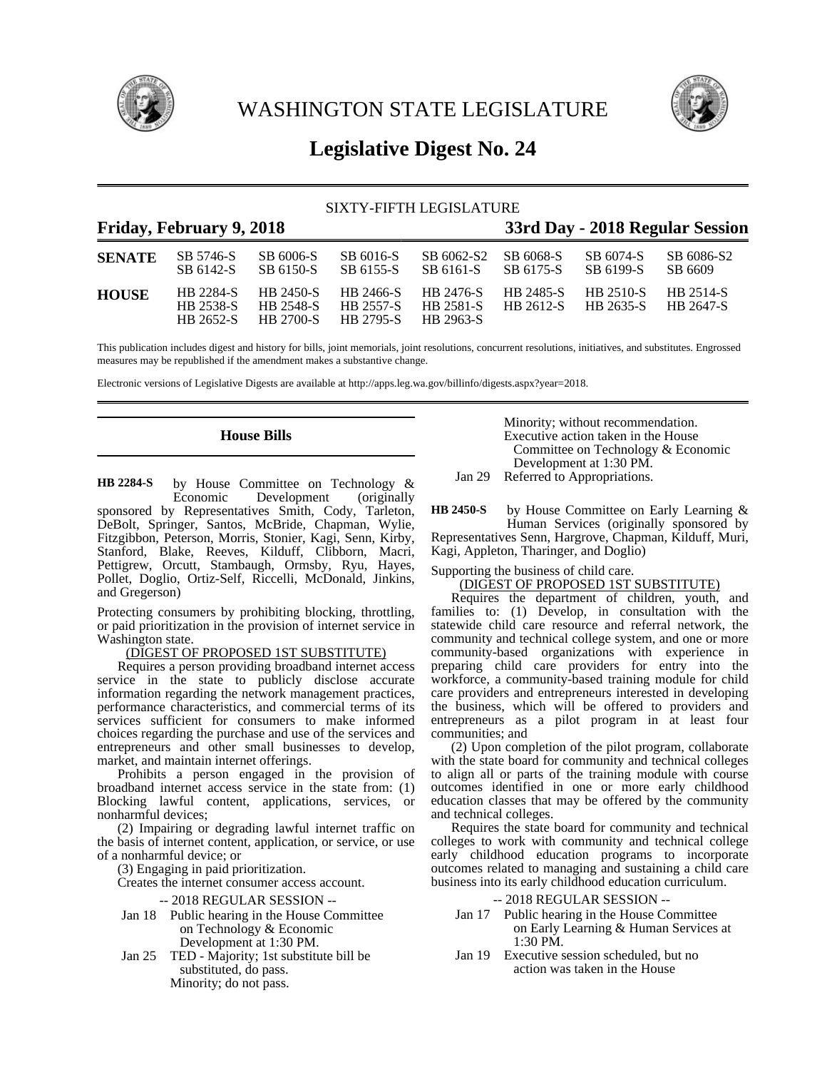# WASHINGTON STATE LEGISLATURE

## Legislative Digest No. 24

SIXTY-FIFTH LEGISLATURE

**Friday, February 9, 2018** **33rd Day - 2018 Regular Session**

| | | | | | | | |
|---|---|---|---|---|---|---|---|
| **SENATE** | SB 5746-S | SB 6006-S | SB 6016-S | SB 6062-S2 | SB 6068-S | SB 6074-S | SB 6086-S2 |
| | SB 6142-S | SB 6150-S | SB 6155-S | SB 6161-S | SB 6175-S | SB 6199-S | SB 6609 |
| **HOUSE** | HB 2284-S | HB 2450-S | HB 2466-S | HB 2476-S | HB 2485-S | HB 2510-S | HB 2514-S |
| | HB 2538-S | HB 2548-S | HB 2557-S | HB 2581-S | HB 2612-S | HB 2635-S | HB 2647-S |
| | HB 2652-S | HB 2700-S | HB 2795-S | HB 2963-S | | | |

This publication includes digest and history for bills, joint memorials, joint resolutions, concurrent resolutions, initiatives, and substitutes. Engrossed measures may be republished if the amendment makes a substantive change.

Electronic versions of Legislative Digests are available at http://apps.leg.wa.gov/billinfo/digests.aspx?year=2018.

## House Bills

**HB 2284-S** by House Committee on Technology & Economic Development (originally sponsored by Representatives Smith, Cody, Tarleton, DeBolt, Springer, Santos, McBride, Chapman, Wylie, Fitzgibbon, Peterson, Morris, Stonier, Kagi, Senn, Kirby, Stanford, Blake, Reeves, Kilduff, Clibborn, Macri, Pettigrew, Orcutt, Stambaugh, Ormsby, Ryu, Hayes, Pollet, Doglio, Ortiz-Self, Riccelli, McDonald, Jinkins, and Gregerson)

Protecting consumers by prohibiting blocking, throttling, or paid prioritization in the provision of internet service in Washington state.

(DIGEST OF PROPOSED 1ST SUBSTITUTE)

Requires a person providing broadband internet access service in the state to publicly disclose accurate information regarding the network management practices, performance characteristics, and commercial terms of its services sufficient for consumers to make informed choices regarding the purchase and use of the services and entrepreneurs and other small businesses to develop, market, and maintain internet offerings.

Prohibits a person engaged in the provision of broadband internet access service in the state from: (1) Blocking lawful content, applications, services, or nonharmful devices;

(2) Impairing or degrading lawful internet traffic on the basis of internet content, application, or service, or use of a nonharmful device; or

(3) Engaging in paid prioritization.

Creates the internet consumer access account.

-- 2018 REGULAR SESSION --

Jan 18 Public hearing in the House Committee on Technology & Economic Development at 1:30 PM.

Jan 25 TED - Majority; 1st substitute bill be substituted, do pass.
Minority; do not pass.
Minority; without recommendation.
Executive action taken in the House Committee on Technology & Economic Development at 1:30 PM.

Jan 29 Referred to Appropriations.

**HB 2450-S** by House Committee on Early Learning & Human Services (originally sponsored by Representatives Senn, Hargrove, Chapman, Kilduff, Muri, Kagi, Appleton, Tharinger, and Doglio)

Supporting the business of child care.

(DIGEST OF PROPOSED 1ST SUBSTITUTE)

Requires the department of children, youth, and families to: (1) Develop, in consultation with the statewide child care resource and referral network, the community and technical college system, and one or more community-based organizations with experience in preparing child care providers for entry into the workforce, a community-based training module for child care providers and entrepreneurs interested in developing the business, which will be offered to providers and entrepreneurs as a pilot program in at least four communities; and

(2) Upon completion of the pilot program, collaborate with the state board for community and technical colleges to align all or parts of the training module with course outcomes identified in one or more early childhood education classes that may be offered by the community and technical colleges.

Requires the state board for community and technical colleges to work with community and technical college early childhood education programs to incorporate outcomes related to managing and sustaining a child care business into its early childhood education curriculum.

-- 2018 REGULAR SESSION --

Jan 17 Public hearing in the House Committee on Early Learning & Human Services at 1:30 PM.

Jan 19 Executive session scheduled, but no action was taken in the House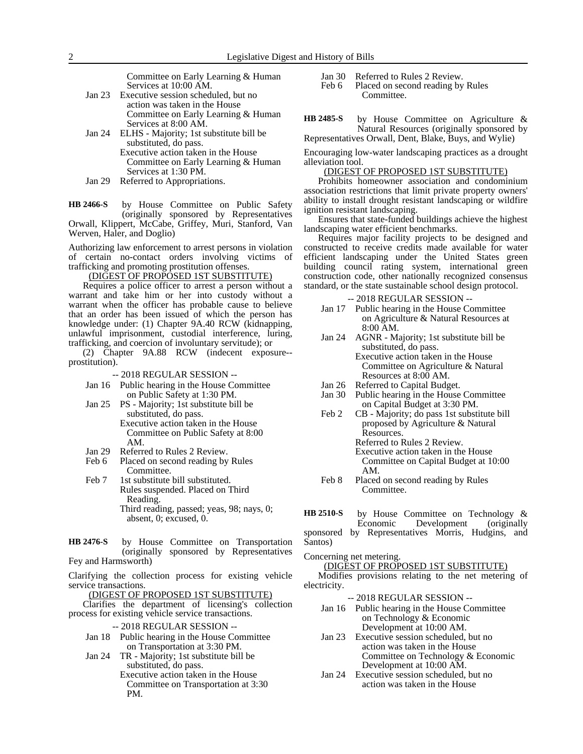Committee on Early Learning & Human Services at 10:00 AM.

- Jan 23 Executive session scheduled, but no action was taken in the House Committee on Early Learning & Human Services at 8:00 AM.
- Jan 24 ELHS - Majority; 1st substitute bill be substituted, do pass.
  Executive action taken in the House Committee on Early Learning & Human Services at 1:30 PM.
- Jan 29 Referred to Appropriations.

**HB 2466-S** by House Committee on Public Safety (originally sponsored by Representatives Orwall, Klippert, McCabe, Griffey, Muri, Stanford, Van Werven, Haler, and Doglio)

Authorizing law enforcement to arrest persons in violation of certain no-contact orders involving victims of trafficking and promoting prostitution offenses.

(DIGEST OF PROPOSED 1ST SUBSTITUTE)

Requires a police officer to arrest a person without a warrant and take him or her into custody without a warrant when the officer has probable cause to believe that an order has been issued of which the person has knowledge under: (1) Chapter 9A.40 RCW (kidnapping, unlawful imprisonment, custodial interference, luring, trafficking, and coercion of involuntary servitude); or

(2) Chapter 9A.88 RCW (indecent exposure--prostitution).

-- 2018 REGULAR SESSION --

- Jan 16 Public hearing in the House Committee on Public Safety at 1:30 PM.
- Jan 25 PS - Majority; 1st substitute bill be substituted, do pass.
  Executive action taken in the House Committee on Public Safety at 8:00 AM.
- Jan 29 Referred to Rules 2 Review.
- Feb 6 Placed on second reading by Rules Committee.
- Feb 7 1st substitute bill substituted.
  Rules suspended. Placed on Third Reading.
  Third reading, passed; yeas, 98; nays, 0; absent, 0; excused, 0.

**HB 2476-S** by House Committee on Transportation (originally sponsored by Representatives Fey and Harmsworth)

Clarifying the collection process for existing vehicle service transactions.

(DIGEST OF PROPOSED 1ST SUBSTITUTE)

Clarifies the department of licensing's collection process for existing vehicle service transactions.

-- 2018 REGULAR SESSION --

- Jan 18 Public hearing in the House Committee on Transportation at 3:30 PM.
- Jan 24 TR - Majority; 1st substitute bill be substituted, do pass.
  Executive action taken in the House Committee on Transportation at 3:30 PM.
- Jan 30 Referred to Rules 2 Review.
- Feb 6 Placed on second reading by Rules Committee.

**HB 2485-S** by House Committee on Agriculture & Natural Resources (originally sponsored by Representatives Orwall, Dent, Blake, Buys, and Wylie)

Encouraging low-water landscaping practices as a drought alleviation tool.

(DIGEST OF PROPOSED 1ST SUBSTITUTE)

Prohibits homeowner association and condominium association restrictions that limit private property owners' ability to install drought resistant landscaping or wildfire ignition resistant landscaping.

Ensures that state-funded buildings achieve the highest landscaping water efficient benchmarks.

Requires major facility projects to be designed and constructed to receive credits made available for water efficient landscaping under the United States green building council rating system, international green construction code, other nationally recognized consensus standard, or the state sustainable school design protocol.

-- 2018 REGULAR SESSION --

- Jan 17 Public hearing in the House Committee on Agriculture & Natural Resources at 8:00 AM.
- Jan 24 AGNR - Majority; 1st substitute bill be substituted, do pass.
  Executive action taken in the House Committee on Agriculture & Natural Resources at 8:00 AM.
- Jan 26 Referred to Capital Budget.
- Jan 30 Public hearing in the House Committee on Capital Budget at 3:30 PM.
- Feb 2 CB - Majority; do pass 1st substitute bill proposed by Agriculture & Natural Resources.
  Referred to Rules 2 Review.
  Executive action taken in the House Committee on Capital Budget at 10:00 AM.
- Feb 8 Placed on second reading by Rules Committee.

**HB 2510-S** by House Committee on Technology & Economic Development (originally sponsored by Representatives Morris, Hudgins, and Santos)

Concerning net metering.

(DIGEST OF PROPOSED 1ST SUBSTITUTE)

Modifies provisions relating to the net metering of electricity.

-- 2018 REGULAR SESSION --

- Jan 16 Public hearing in the House Committee on Technology & Economic Development at 10:00 AM.
- Jan 23 Executive session scheduled, but no action was taken in the House Committee on Technology & Economic Development at 10:00 AM.
- Jan 24 Executive session scheduled, but no action was taken in the House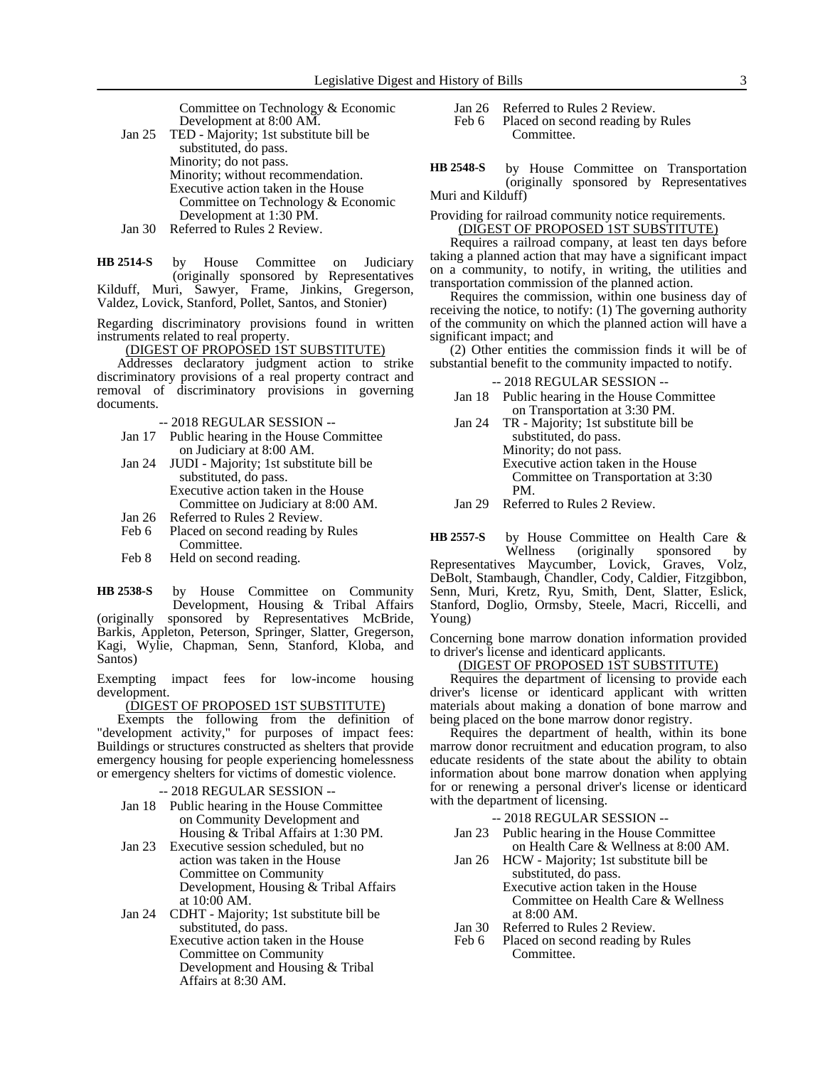Committee on Technology & Economic Development at 8:00 AM.

Jan 25 TED - Majority; 1st substitute bill be substituted, do pass.
Minority; do not pass.
Minority; without recommendation.
Executive action taken in the House Committee on Technology & Economic Development at 1:30 PM.

Jan 30 Referred to Rules 2 Review.

**HB 2514-S** by House Committee on Judiciary (originally sponsored by Representatives Kilduff, Muri, Sawyer, Frame, Jinkins, Gregerson, Valdez, Lovick, Stanford, Pollet, Santos, and Stonier)

Regarding discriminatory provisions found in written instruments related to real property.

(DIGEST OF PROPOSED 1ST SUBSTITUTE)

Addresses declaratory judgment action to strike discriminatory provisions of a real property contract and removal of discriminatory provisions in governing documents.

-- 2018 REGULAR SESSION --

Jan 17 Public hearing in the House Committee on Judiciary at 8:00 AM.

Jan 24 JUDI - Majority; 1st substitute bill be substituted, do pass.
Executive action taken in the House Committee on Judiciary at 8:00 AM.

Jan 26 Referred to Rules 2 Review.

Feb 6 Placed on second reading by Rules Committee.

Feb 8 Held on second reading.

**HB 2538-S** by House Committee on Community Development, Housing & Tribal Affairs (originally sponsored by Representatives McBride, Barkis, Appleton, Peterson, Springer, Slatter, Gregerson, Kagi, Wylie, Chapman, Senn, Stanford, Kloba, and Santos)

Exempting impact fees for low-income housing development.

(DIGEST OF PROPOSED 1ST SUBSTITUTE)

Exempts the following from the definition of "development activity," for purposes of impact fees: Buildings or structures constructed as shelters that provide emergency housing for people experiencing homelessness or emergency shelters for victims of domestic violence.

-- 2018 REGULAR SESSION --

Jan 18 Public hearing in the House Committee on Community Development and Housing & Tribal Affairs at 1:30 PM.

Jan 23 Executive session scheduled, but no action was taken in the House Committee on Community Development, Housing & Tribal Affairs at 10:00 AM.

Jan 24 CDHT - Majority; 1st substitute bill be substituted, do pass.
Executive action taken in the House Committee on Community Development and Housing & Tribal Affairs at 8:30 AM.

Jan 26 Referred to Rules 2 Review.

Feb 6 Placed on second reading by Rules Committee.

**HB 2548-S** by House Committee on Transportation (originally sponsored by Representatives Muri and Kilduff)

Providing for railroad community notice requirements.

(DIGEST OF PROPOSED 1ST SUBSTITUTE)

Requires a railroad company, at least ten days before taking a planned action that may have a significant impact on a community, to notify, in writing, the utilities and transportation commission of the planned action.

Requires the commission, within one business day of receiving the notice, to notify: (1) The governing authority of the community on which the planned action will have a significant impact; and

(2) Other entities the commission finds it will be of substantial benefit to the community impacted to notify.

-- 2018 REGULAR SESSION --

Jan 18 Public hearing in the House Committee on Transportation at 3:30 PM.

Jan 24 TR - Majority; 1st substitute bill be substituted, do pass.
Minority; do not pass.
Executive action taken in the House Committee on Transportation at 3:30 PM.

Jan 29 Referred to Rules 2 Review.

**HB 2557-S** by House Committee on Health Care & Wellness (originally sponsored by Representatives Maycumber, Lovick, Graves, Volz, DeBolt, Stambaugh, Chandler, Cody, Caldier, Fitzgibbon, Senn, Muri, Kretz, Ryu, Smith, Dent, Slatter, Eslick, Stanford, Doglio, Ormsby, Steele, Macri, Riccelli, and Young)

Concerning bone marrow donation information provided to driver's license and identicard applicants.

(DIGEST OF PROPOSED 1ST SUBSTITUTE)

Requires the department of licensing to provide each driver's license or identicard applicant with written materials about making a donation of bone marrow and being placed on the bone marrow donor registry.

Requires the department of health, within its bone marrow donor recruitment and education program, to also educate residents of the state about the ability to obtain information about bone marrow donation when applying for or renewing a personal driver's license or identicard with the department of licensing.

-- 2018 REGULAR SESSION --

Jan 23 Public hearing in the House Committee on Health Care & Wellness at 8:00 AM.

Jan 26 HCW - Majority; 1st substitute bill be substituted, do pass.
Executive action taken in the House Committee on Health Care & Wellness at 8:00 AM.

Jan 30 Referred to Rules 2 Review.

Feb 6 Placed on second reading by Rules Committee.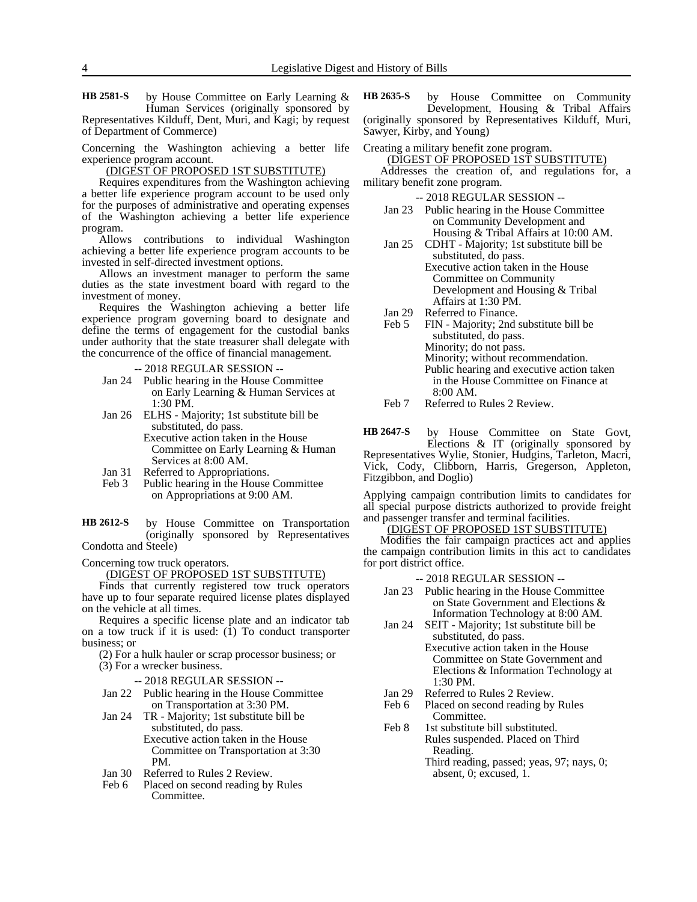**HB 2581-S** by House Committee on Early Learning & Human Services (originally sponsored by Representatives Kilduff, Dent, Muri, and Kagi; by request of Department of Commerce)

Concerning the Washington achieving a better life experience program account.

(DIGEST OF PROPOSED 1ST SUBSTITUTE)

Requires expenditures from the Washington achieving a better life experience program account to be used only for the purposes of administrative and operating expenses of the Washington achieving a better life experience program.

Allows contributions to individual Washington achieving a better life experience program accounts to be invested in self-directed investment options.

Allows an investment manager to perform the same duties as the state investment board with regard to the investment of money.

Requires the Washington achieving a better life experience program governing board to designate and define the terms of engagement for the custodial banks under authority that the state treasurer shall delegate with the concurrence of the office of financial management.

-- 2018 REGULAR SESSION --

- Jan 24 Public hearing in the House Committee on Early Learning & Human Services at 1:30 PM.
- Jan 26 ELHS - Majority; 1st substitute bill be substituted, do pass.
  Executive action taken in the House Committee on Early Learning & Human Services at 8:00 AM.
- Jan 31 Referred to Appropriations.
- Feb 3 Public hearing in the House Committee on Appropriations at 9:00 AM.

**HB 2612-S** by House Committee on Transportation (originally sponsored by Representatives Condotta and Steele)

Concerning tow truck operators.

(DIGEST OF PROPOSED 1ST SUBSTITUTE)

Finds that currently registered tow truck operators have up to four separate required license plates displayed on the vehicle at all times.

Requires a specific license plate and an indicator tab on a tow truck if it is used: (1) To conduct transporter business; or

(2) For a hulk hauler or scrap processor business; or

(3) For a wrecker business.

-- 2018 REGULAR SESSION --

- Jan 22 Public hearing in the House Committee on Transportation at 3:30 PM.
- Jan 24 TR - Majority; 1st substitute bill be substituted, do pass.
  Executive action taken in the House Committee on Transportation at 3:30 PM.
- Jan 30 Referred to Rules 2 Review.
- Feb 6 Placed on second reading by Rules Committee.

**HB 2635-S** by House Committee on Community Development, Housing & Tribal Affairs (originally sponsored by Representatives Kilduff, Muri, Sawyer, Kirby, and Young)

Creating a military benefit zone program.

(DIGEST OF PROPOSED 1ST SUBSTITUTE)

Addresses the creation of, and regulations for, a military benefit zone program.

-- 2018 REGULAR SESSION --

- Jan 23 Public hearing in the House Committee on Community Development and Housing & Tribal Affairs at 10:00 AM.
- Jan 25 CDHT - Majority; 1st substitute bill be substituted, do pass.
  Executive action taken in the House Committee on Community Development and Housing & Tribal Affairs at 1:30 PM.
- Jan 29 Referred to Finance.
- Feb 5 FIN - Majority; 2nd substitute bill be substituted, do pass.
  Minority; do not pass.
  Minority; without recommendation.
  Public hearing and executive action taken in the House Committee on Finance at 8:00 AM.
- Feb 7 Referred to Rules 2 Review.

**HB 2647-S** by House Committee on State Govt, Elections & IT (originally sponsored by Representatives Wylie, Stonier, Hudgins, Tarleton, Macri, Vick, Cody, Clibborn, Harris, Gregerson, Appleton, Fitzgibbon, and Doglio)

Applying campaign contribution limits to candidates for all special purpose districts authorized to provide freight and passenger transfer and terminal facilities.

(DIGEST OF PROPOSED 1ST SUBSTITUTE)

Modifies the fair campaign practices act and applies the campaign contribution limits in this act to candidates for port district office.

-- 2018 REGULAR SESSION --

- Jan 23 Public hearing in the House Committee on State Government and Elections & Information Technology at 8:00 AM.
- Jan 24 SEIT - Majority; 1st substitute bill be substituted, do pass.
  Executive action taken in the House Committee on State Government and Elections & Information Technology at 1:30 PM.
- Jan 29 Referred to Rules 2 Review.
- Feb 6 Placed on second reading by Rules Committee.
- Feb 8 1st substitute bill substituted.
  Rules suspended. Placed on Third Reading.
  Third reading, passed; yeas, 97; nays, 0; absent, 0; excused, 1.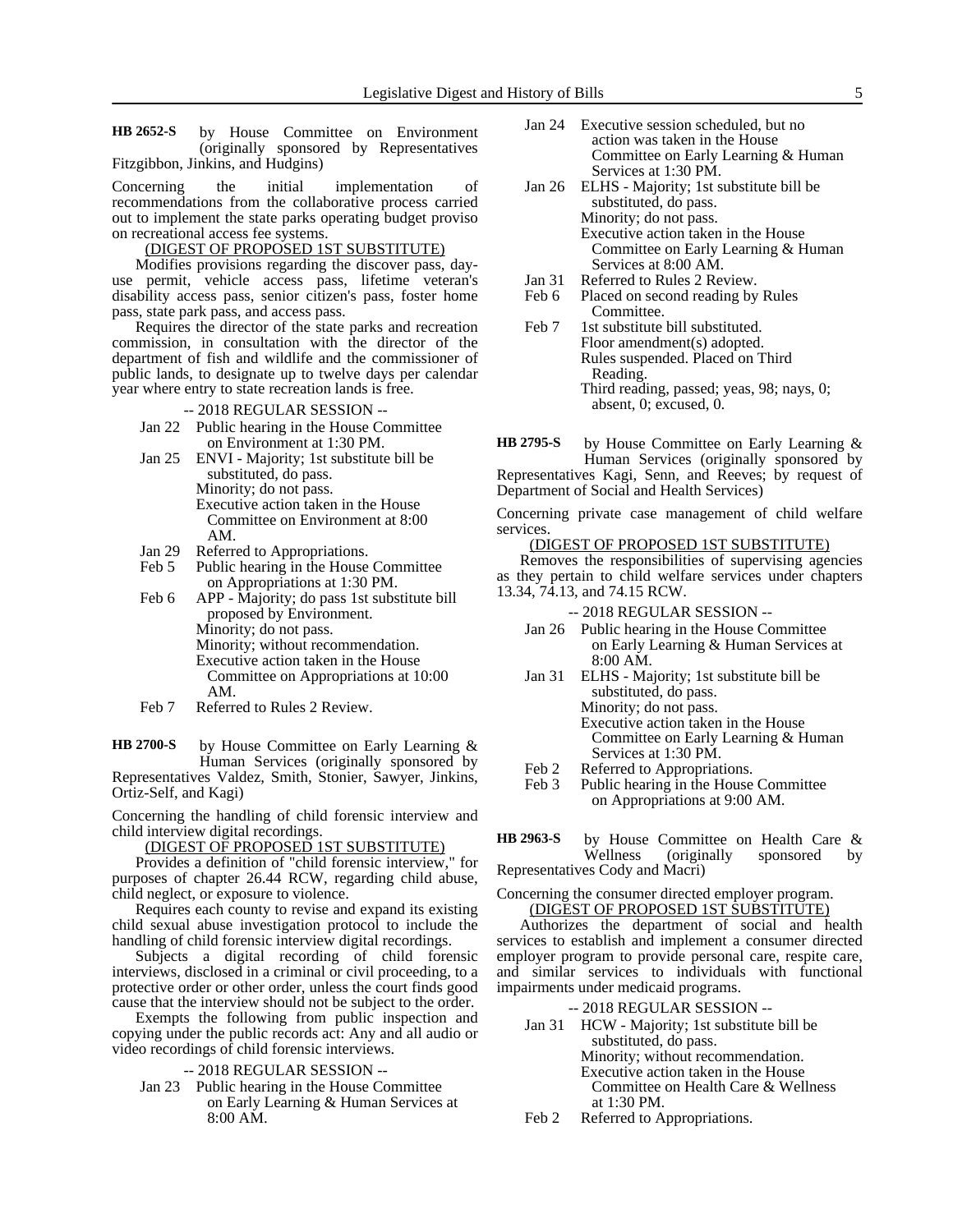**HB 2652-S** by House Committee on Environment (originally sponsored by Representatives Fitzgibbon, Jinkins, and Hudgins)

Concerning the initial implementation of recommendations from the collaborative process carried out to implement the state parks operating budget proviso on recreational access fee systems.

(DIGEST OF PROPOSED 1ST SUBSTITUTE)

Modifies provisions regarding the discover pass, day-use permit, vehicle access pass, lifetime veteran's disability access pass, senior citizen's pass, foster home pass, state park pass, and access pass.

Requires the director of the state parks and recreation commission, in consultation with the director of the department of fish and wildlife and the commissioner of public lands, to designate up to twelve days per calendar year where entry to state recreation lands is free.

-- 2018 REGULAR SESSION --

- Jan 22 Public hearing in the House Committee on Environment at 1:30 PM.
- Jan 25 ENVI - Majority; 1st substitute bill be substituted, do pass.
  Minority; do not pass.
  Executive action taken in the House Committee on Environment at 8:00 AM.
- Jan 29 Referred to Appropriations.
- Feb 5 Public hearing in the House Committee on Appropriations at 1:30 PM.
- Feb 6 APP - Majority; do pass 1st substitute bill proposed by Environment.
  Minority; do not pass.
  Minority; without recommendation.
  Executive action taken in the House Committee on Appropriations at 10:00 AM.
- Feb 7 Referred to Rules 2 Review.

**HB 2700-S** by House Committee on Early Learning & Human Services (originally sponsored by Representatives Valdez, Smith, Stonier, Sawyer, Jinkins, Ortiz-Self, and Kagi)

Concerning the handling of child forensic interview and child interview digital recordings.

(DIGEST OF PROPOSED 1ST SUBSTITUTE)

Provides a definition of "child forensic interview," for purposes of chapter 26.44 RCW, regarding child abuse, child neglect, or exposure to violence.

Requires each county to revise and expand its existing child sexual abuse investigation protocol to include the handling of child forensic interview digital recordings.

Subjects a digital recording of child forensic interviews, disclosed in a criminal or civil proceeding, to a protective order or other order, unless the court finds good cause that the interview should not be subject to the order.

Exempts the following from public inspection and copying under the public records act: Any and all audio or video recordings of child forensic interviews.

-- 2018 REGULAR SESSION --

- Jan 23 Public hearing in the House Committee on Early Learning & Human Services at 8:00 AM.
- Jan 24 Executive session scheduled, but no action was taken in the House Committee on Early Learning & Human Services at 1:30 PM.
- Jan 26 ELHS - Majority; 1st substitute bill be substituted, do pass.
  Minority; do not pass.
  Executive action taken in the House Committee on Early Learning & Human Services at 8:00 AM.
- Jan 31 Referred to Rules 2 Review.
- Feb 6 Placed on second reading by Rules Committee.
- Feb 7 1st substitute bill substituted.
  Floor amendment(s) adopted.
  Rules suspended. Placed on Third Reading.
  Third reading, passed; yeas, 98; nays, 0; absent, 0; excused, 0.

**HB 2795-S** by House Committee on Early Learning & Human Services (originally sponsored by Representatives Kagi, Senn, and Reeves; by request of Department of Social and Health Services)

Concerning private case management of child welfare services.

(DIGEST OF PROPOSED 1ST SUBSTITUTE)

Removes the responsibilities of supervising agencies as they pertain to child welfare services under chapters 13.34, 74.13, and 74.15 RCW.

-- 2018 REGULAR SESSION --

- Jan 26 Public hearing in the House Committee on Early Learning & Human Services at 8:00 AM.
- Jan 31 ELHS - Majority; 1st substitute bill be substituted, do pass.
  Minority; do not pass.
  Executive action taken in the House Committee on Early Learning & Human Services at 1:30 PM.
- Feb 2 Referred to Appropriations.
- Feb 3 Public hearing in the House Committee on Appropriations at 9:00 AM.

**HB 2963-S** by House Committee on Health Care & Wellness (originally sponsored by Representatives Cody and Macri)

Concerning the consumer directed employer program.

(DIGEST OF PROPOSED 1ST SUBSTITUTE)

Authorizes the department of social and health services to establish and implement a consumer directed employer program to provide personal care, respite care, and similar services to individuals with functional impairments under medicaid programs.

-- 2018 REGULAR SESSION --

- Jan 31 HCW - Majority; 1st substitute bill be substituted, do pass.
  Minority; without recommendation.
  Executive action taken in the House Committee on Health Care & Wellness at 1:30 PM.
- Feb 2 Referred to Appropriations.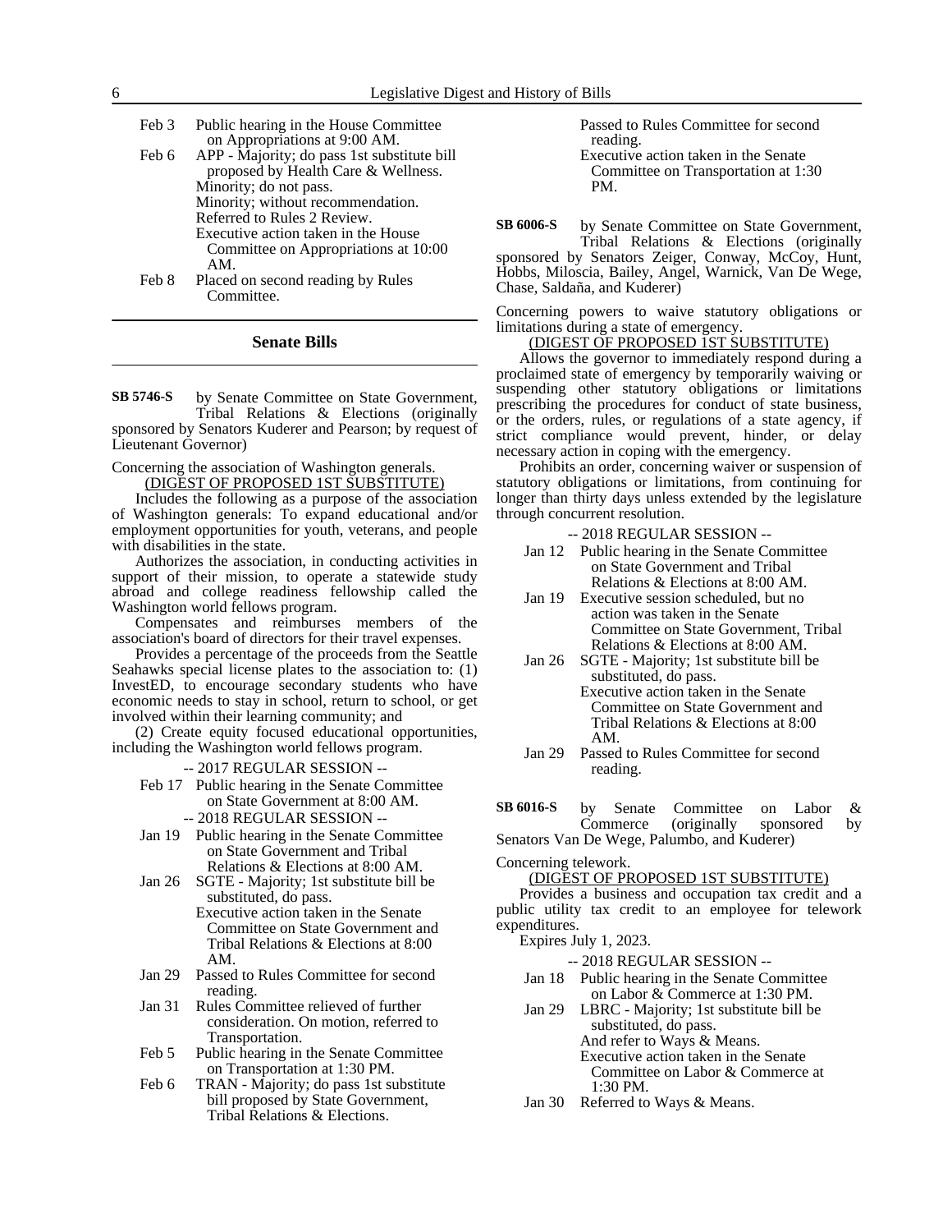| | |
|---|---|
| Feb 3 | Public hearing in the House Committee on Appropriations at 9:00 AM. |
| Feb 6 | APP - Majority; do pass 1st substitute bill proposed by Health Care & Wellness. Minority; do not pass. Minority; without recommendation. Referred to Rules 2 Review. Executive action taken in the House Committee on Appropriations at 10:00 AM. |
| Feb 8 | Placed on second reading by Rules Committee. |

## Senate Bills

**SB 5746-S** by Senate Committee on State Government, Tribal Relations & Elections (originally sponsored by Senators Kuderer and Pearson; by request of Lieutenant Governor)

Concerning the association of Washington generals.

(DIGEST OF PROPOSED 1ST SUBSTITUTE)

Includes the following as a purpose of the association of Washington generals: To expand educational and/or employment opportunities for youth, veterans, and people with disabilities in the state.

Authorizes the association, in conducting activities in support of their mission, to operate a statewide study abroad and college readiness fellowship called the Washington world fellows program.

Compensates and reimburses members of the association's board of directors for their travel expenses.

Provides a percentage of the proceeds from the Seattle Seahawks special license plates to the association to: (1) InvestED, to encourage secondary students who have economic needs to stay in school, return to school, or get involved within their learning community; and

(2) Create equity focused educational opportunities, including the Washington world fellows program.

-- 2017 REGULAR SESSION --

| | |
|---|---|
| Feb 17 | Public hearing in the Senate Committee on State Government at 8:00 AM. |

-- 2018 REGULAR SESSION --

| | |
|---|---|
| Jan 19 | Public hearing in the Senate Committee on State Government and Tribal Relations & Elections at 8:00 AM. |
| Jan 26 | SGTE - Majority; 1st substitute bill be substituted, do pass. Executive action taken in the Senate Committee on State Government and Tribal Relations & Elections at 8:00 AM. |
| Jan 29 | Passed to Rules Committee for second reading. |
| Jan 31 | Rules Committee relieved of further consideration. On motion, referred to Transportation. |
| Feb 5 | Public hearing in the Senate Committee on Transportation at 1:30 PM. |
| Feb 6 | TRAN - Majority; do pass 1st substitute bill proposed by State Government, Tribal Relations & Elections. Passed to Rules Committee for second reading. Executive action taken in the Senate Committee on Transportation at 1:30 PM. |

**SB 6006-S** by Senate Committee on State Government, Tribal Relations & Elections (originally sponsored by Senators Zeiger, Conway, McCoy, Hunt, Hobbs, Miloscia, Bailey, Angel, Warnick, Van De Wege, Chase, Saldaña, and Kuderer)

Concerning powers to waive statutory obligations or limitations during a state of emergency.

(DIGEST OF PROPOSED 1ST SUBSTITUTE)

Allows the governor to immediately respond during a proclaimed state of emergency by temporarily waiving or suspending other statutory obligations or limitations prescribing the procedures for conduct of state business, or the orders, rules, or regulations of a state agency, if strict compliance would prevent, hinder, or delay necessary action in coping with the emergency.

Prohibits an order, concerning waiver or suspension of statutory obligations or limitations, from continuing for longer than thirty days unless extended by the legislature through concurrent resolution.

-- 2018 REGULAR SESSION --

| | |
|---|---|
| Jan 12 | Public hearing in the Senate Committee on State Government and Tribal Relations & Elections at 8:00 AM. |
| Jan 19 | Executive session scheduled, but no action was taken in the Senate Committee on State Government, Tribal Relations & Elections at 8:00 AM. |
| Jan 26 | SGTE - Majority; 1st substitute bill be substituted, do pass. Executive action taken in the Senate Committee on State Government and Tribal Relations & Elections at 8:00 AM. |
| Jan 29 | Passed to Rules Committee for second reading. |

**SB 6016-S** by Senate Committee on Labor & Commerce (originally sponsored by Senators Van De Wege, Palumbo, and Kuderer)

Concerning telework.

(DIGEST OF PROPOSED 1ST SUBSTITUTE)

Provides a business and occupation tax credit and a public utility tax credit to an employee for telework expenditures.

Expires July 1, 2023.

-- 2018 REGULAR SESSION --

| | |
|---|---|
| Jan 18 | Public hearing in the Senate Committee on Labor & Commerce at 1:30 PM. |
| Jan 29 | LBRC - Majority; 1st substitute bill be substituted, do pass. And refer to Ways & Means. Executive action taken in the Senate Committee on Labor & Commerce at 1:30 PM. |
| Jan 30 | Referred to Ways & Means. |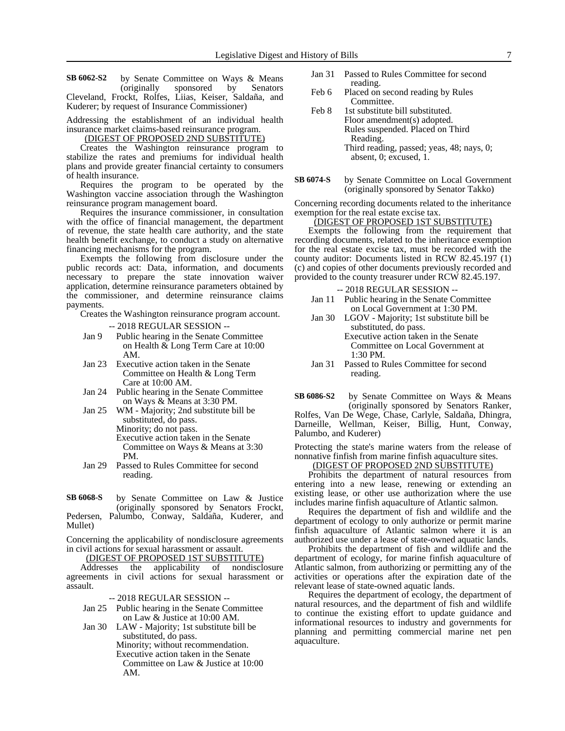**SB 6062-S2** by Senate Committee on Ways & Means (originally sponsored by Senators Cleveland, Frockt, Rolfes, Liias, Keiser, Saldaña, and Kuderer; by request of Insurance Commissioner)

Addressing the establishment of an individual health insurance market claims-based reinsurance program.

(DIGEST OF PROPOSED 2ND SUBSTITUTE)

Creates the Washington reinsurance program to stabilize the rates and premiums for individual health plans and provide greater financial certainty to consumers of health insurance.

Requires the program to be operated by the Washington vaccine association through the Washington reinsurance program management board.

Requires the insurance commissioner, in consultation with the office of financial management, the department of revenue, the state health care authority, and the state health benefit exchange, to conduct a study on alternative financing mechanisms for the program.

Exempts the following from disclosure under the public records act: Data, information, and documents necessary to prepare the state innovation waiver application, determine reinsurance parameters obtained by the commissioner, and determine reinsurance claims payments.

Creates the Washington reinsurance program account.

-- 2018 REGULAR SESSION --

- Jan 9 Public hearing in the Senate Committee on Health & Long Term Care at 10:00 AM.
- Jan 23 Executive action taken in the Senate Committee on Health & Long Term Care at 10:00 AM.
- Jan 24 Public hearing in the Senate Committee on Ways & Means at 3:30 PM.
- Jan 25 WM - Majority; 2nd substitute bill be substituted, do pass.
  Minority; do not pass.
  Executive action taken in the Senate Committee on Ways & Means at 3:30 PM.
- Jan 29 Passed to Rules Committee for second reading.

**SB 6068-S** by Senate Committee on Law & Justice (originally sponsored by Senators Frockt, Pedersen, Palumbo, Conway, Saldaña, Kuderer, and Mullet)

Concerning the applicability of nondisclosure agreements in civil actions for sexual harassment or assault.

(DIGEST OF PROPOSED 1ST SUBSTITUTE)

Addresses the applicability of nondisclosure agreements in civil actions for sexual harassment or assault.

-- 2018 REGULAR SESSION --

- Jan 25 Public hearing in the Senate Committee on Law & Justice at 10:00 AM.
- Jan 30 LAW - Majority; 1st substitute bill be substituted, do pass.
  Minority; without recommendation.
  Executive action taken in the Senate Committee on Law & Justice at 10:00 AM.
- Jan 31 Passed to Rules Committee for second reading.
- Feb 6 Placed on second reading by Rules Committee.
- Feb 8 1st substitute bill substituted.
  Floor amendment(s) adopted.
  Rules suspended. Placed on Third Reading.
  Third reading, passed; yeas, 48; nays, 0; absent, 0; excused, 1.

**SB 6074-S** by Senate Committee on Local Government (originally sponsored by Senator Takko)

Concerning recording documents related to the inheritance exemption for the real estate excise tax.

(DIGEST OF PROPOSED 1ST SUBSTITUTE)

Exempts the following from the requirement that recording documents, related to the inheritance exemption for the real estate excise tax, must be recorded with the county auditor: Documents listed in RCW 82.45.197 (1)(c) and copies of other documents previously recorded and provided to the county treasurer under RCW 82.45.197.

-- 2018 REGULAR SESSION --

- Jan 11 Public hearing in the Senate Committee on Local Government at 1:30 PM.
- Jan 30 LGOV - Majority; 1st substitute bill be substituted, do pass.
  Executive action taken in the Senate Committee on Local Government at 1:30 PM.
- Jan 31 Passed to Rules Committee for second reading.

**SB 6086-S2** by Senate Committee on Ways & Means (originally sponsored by Senators Ranker, Rolfes, Van De Wege, Chase, Carlyle, Saldaña, Dhingra, Darneille, Wellman, Keiser, Billig, Hunt, Conway, Palumbo, and Kuderer)

Protecting the state's marine waters from the release of nonnative finfish from marine finfish aquaculture sites.

(DIGEST OF PROPOSED 2ND SUBSTITUTE)

Prohibits the department of natural resources from entering into a new lease, renewing or extending an existing lease, or other use authorization where the use includes marine finfish aquaculture of Atlantic salmon.

Requires the department of fish and wildlife and the department of ecology to only authorize or permit marine finfish aquaculture of Atlantic salmon where it is an authorized use under a lease of state-owned aquatic lands.

Prohibits the department of fish and wildlife and the department of ecology, for marine finfish aquaculture of Atlantic salmon, from authorizing or permitting any of the activities or operations after the expiration date of the relevant lease of state-owned aquatic lands.

Requires the department of ecology, the department of natural resources, and the department of fish and wildlife to continue the existing effort to update guidance and informational resources to industry and governments for planning and permitting commercial marine net pen aquaculture.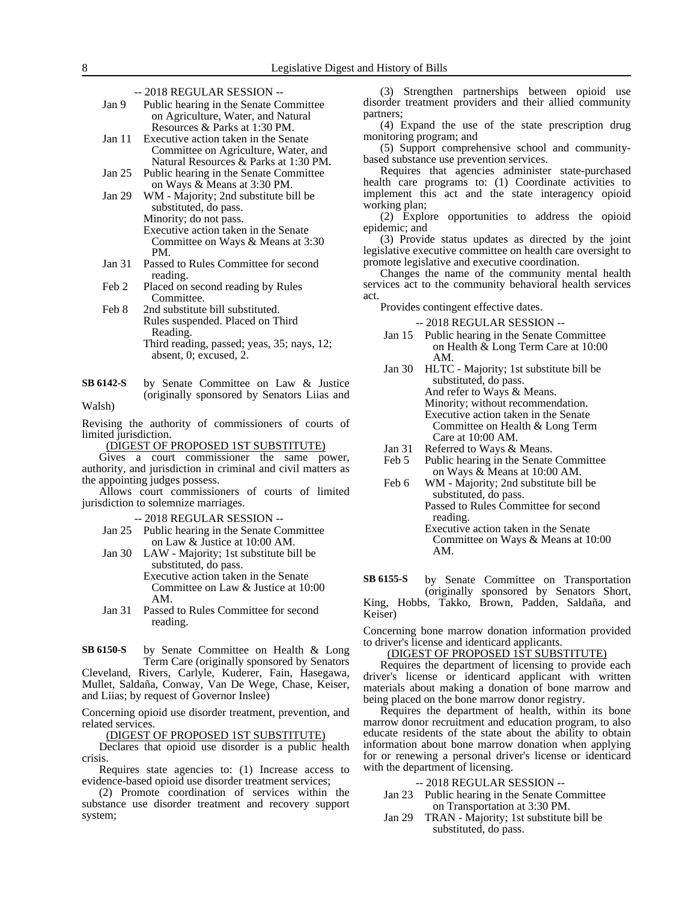-- 2018 REGULAR SESSION --

Jan 9 Public hearing in the Senate Committee on Agriculture, Water, and Natural Resources & Parks at 1:30 PM.

Jan 11 Executive action taken in the Senate Committee on Agriculture, Water, and Natural Resources & Parks at 1:30 PM.

Jan 25 Public hearing in the Senate Committee on Ways & Means at 3:30 PM.

Jan 29 WM - Majority; 2nd substitute bill be substituted, do pass.
Minority; do not pass.
Executive action taken in the Senate Committee on Ways & Means at 3:30 PM.

Jan 31 Passed to Rules Committee for second reading.

Feb 2 Placed on second reading by Rules Committee.

Feb 8 2nd substitute bill substituted.
Rules suspended. Placed on Third Reading.
Third reading, passed; yeas, 35; nays, 12; absent, 0; excused, 2.

**SB 6142-S** by Senate Committee on Law & Justice (originally sponsored by Senators Liias and Walsh)

Revising the authority of commissioners of courts of limited jurisdiction.

(DIGEST OF PROPOSED 1ST SUBSTITUTE)

Gives a court commissioner the same power, authority, and jurisdiction in criminal and civil matters as the appointing judges possess.

Allows court commissioners of courts of limited jurisdiction to solemnize marriages.

-- 2018 REGULAR SESSION --

Jan 25 Public hearing in the Senate Committee on Law & Justice at 10:00 AM.

Jan 30 LAW - Majority; 1st substitute bill be substituted, do pass.
Executive action taken in the Senate Committee on Law & Justice at 10:00 AM.

Jan 31 Passed to Rules Committee for second reading.

**SB 6150-S** by Senate Committee on Health & Long Term Care (originally sponsored by Senators Cleveland, Rivers, Carlyle, Kuderer, Fain, Hasegawa, Mullet, Saldaña, Conway, Van De Wege, Chase, Keiser, and Liias; by request of Governor Inslee)

Concerning opioid use disorder treatment, prevention, and related services.

(DIGEST OF PROPOSED 1ST SUBSTITUTE)

Declares that opioid use disorder is a public health crisis.

Requires state agencies to: (1) Increase access to evidence-based opioid use disorder treatment services;

(2) Promote coordination of services within the substance use disorder treatment and recovery support system;

(3) Strengthen partnerships between opioid use disorder treatment providers and their allied community partners;

(4) Expand the use of the state prescription drug monitoring program; and

(5) Support comprehensive school and community-based substance use prevention services.

Requires that agencies administer state-purchased health care programs to: (1) Coordinate activities to implement this act and the state interagency opioid working plan;

(2) Explore opportunities to address the opioid epidemic; and

(3) Provide status updates as directed by the joint legislative executive committee on health care oversight to promote legislative and executive coordination.

Changes the name of the community mental health services act to the community behavioral health services act.

Provides contingent effective dates.

-- 2018 REGULAR SESSION --

Jan 15 Public hearing in the Senate Committee on Health & Long Term Care at 10:00 AM.

Jan 30 HLTC - Majority; 1st substitute bill be substituted, do pass.
And refer to Ways & Means.
Minority; without recommendation.
Executive action taken in the Senate Committee on Health & Long Term Care at 10:00 AM.

Jan 31 Referred to Ways & Means.

Feb 5 Public hearing in the Senate Committee on Ways & Means at 10:00 AM.

Feb 6 WM - Majority; 2nd substitute bill be substituted, do pass.
Passed to Rules Committee for second reading.
Executive action taken in the Senate Committee on Ways & Means at 10:00 AM.

**SB 6155-S** by Senate Committee on Transportation (originally sponsored by Senators Short, King, Hobbs, Takko, Brown, Padden, Saldaña, and Keiser)

Concerning bone marrow donation information provided to driver's license and identicard applicants.

(DIGEST OF PROPOSED 1ST SUBSTITUTE)

Requires the department of licensing to provide each driver's license or identicard applicant with written materials about making a donation of bone marrow and being placed on the bone marrow donor registry.

Requires the department of health, within its bone marrow donor recruitment and education program, to also educate residents of the state about the ability to obtain information about bone marrow donation when applying for or renewing a personal driver's license or identicard with the department of licensing.

-- 2018 REGULAR SESSION --

Jan 23 Public hearing in the Senate Committee on Transportation at 3:30 PM.

Jan 29 TRAN - Majority; 1st substitute bill be substituted, do pass.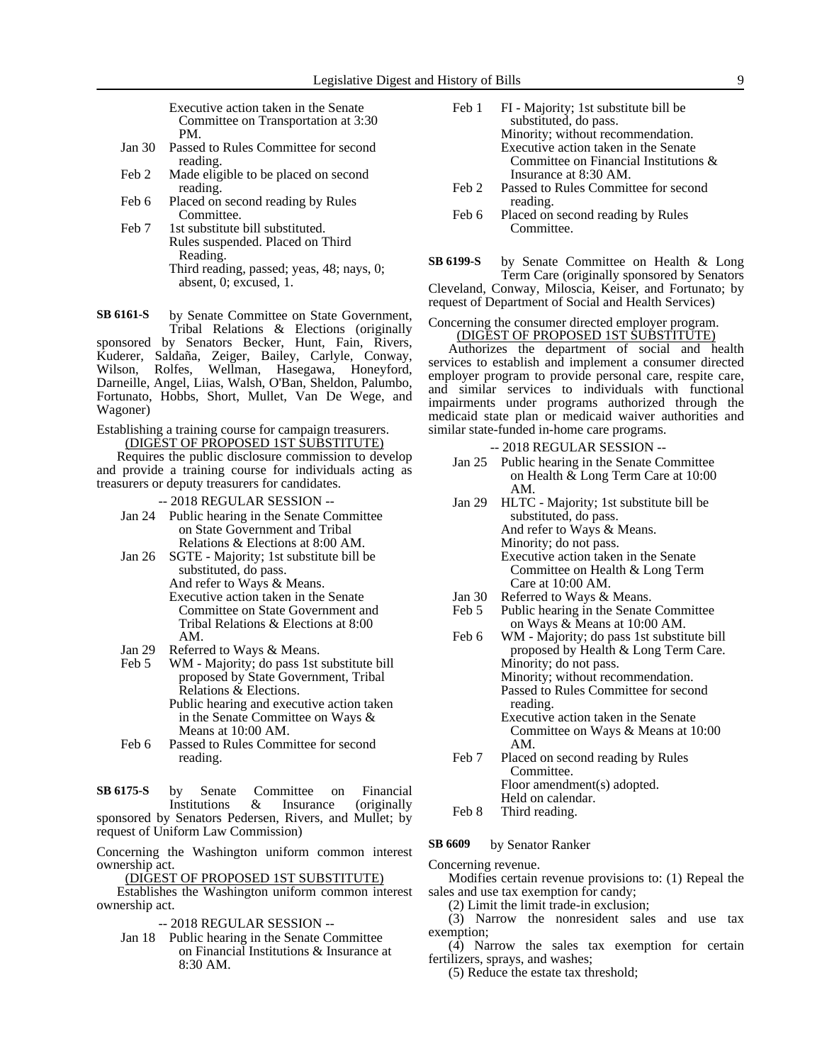Executive action taken in the Senate Committee on Transportation at 3:30 PM.

- Jan 30 Passed to Rules Committee for second reading.
- Feb 2 Made eligible to be placed on second reading.
- Feb 6 Placed on second reading by Rules Committee.
- Feb 7 1st substitute bill substituted. Rules suspended. Placed on Third Reading. Third reading, passed; yeas, 48; nays, 0; absent, 0; excused, 1.

**SB 6161-S** by Senate Committee on State Government, Tribal Relations & Elections (originally sponsored by Senators Becker, Hunt, Fain, Rivers, Kuderer, Saldaña, Zeiger, Bailey, Carlyle, Conway, Wilson, Rolfes, Wellman, Hasegawa, Honeyford, Darneille, Angel, Liias, Walsh, O'Ban, Sheldon, Palumbo, Fortunato, Hobbs, Short, Mullet, Van De Wege, and Wagoner)

Establishing a training course for campaign treasurers.

(DIGEST OF PROPOSED 1ST SUBSTITUTE)

Requires the public disclosure commission to develop and provide a training course for individuals acting as treasurers or deputy treasurers for candidates.

-- 2018 REGULAR SESSION --

- Jan 24 Public hearing in the Senate Committee on State Government and Tribal Relations & Elections at 8:00 AM.
- Jan 26 SGTE - Majority; 1st substitute bill be substituted, do pass. And refer to Ways & Means. Executive action taken in the Senate Committee on State Government and Tribal Relations & Elections at 8:00 AM.
- Jan 29 Referred to Ways & Means.
- Feb 5 WM - Majority; do pass 1st substitute bill proposed by State Government, Tribal Relations & Elections. Public hearing and executive action taken in the Senate Committee on Ways & Means at 10:00 AM.
- Feb 6 Passed to Rules Committee for second reading.

**SB 6175-S** by Senate Committee on Financial Institutions & Insurance (originally sponsored by Senators Pedersen, Rivers, and Mullet; by request of Uniform Law Commission)

Concerning the Washington uniform common interest ownership act.

(DIGEST OF PROPOSED 1ST SUBSTITUTE)

Establishes the Washington uniform common interest ownership act.

-- 2018 REGULAR SESSION --

- Jan 18 Public hearing in the Senate Committee on Financial Institutions & Insurance at 8:30 AM.
- Feb 1 FI - Majority; 1st substitute bill be substituted, do pass. Minority; without recommendation. Executive action taken in the Senate Committee on Financial Institutions & Insurance at 8:30 AM.
- Feb 2 Passed to Rules Committee for second reading.
- Feb 6 Placed on second reading by Rules Committee.

**SB 6199-S** by Senate Committee on Health & Long Term Care (originally sponsored by Senators Cleveland, Conway, Miloscia, Keiser, and Fortunato; by request of Department of Social and Health Services)

Concerning the consumer directed employer program.

(DIGEST OF PROPOSED 1ST SUBSTITUTE)

Authorizes the department of social and health services to establish and implement a consumer directed employer program to provide personal care, respite care, and similar services to individuals with functional impairments under programs authorized through the medicaid state plan or medicaid waiver authorities and similar state-funded in-home care programs.

-- 2018 REGULAR SESSION --

- Jan 25 Public hearing in the Senate Committee on Health & Long Term Care at 10:00 AM.
- Jan 29 HLTC - Majority; 1st substitute bill be substituted, do pass. And refer to Ways & Means. Minority; do not pass. Executive action taken in the Senate Committee on Health & Long Term Care at 10:00 AM.
- Jan 30 Referred to Ways & Means.
- Feb 5 Public hearing in the Senate Committee on Ways & Means at 10:00 AM.
- Feb 6 WM - Majority; do pass 1st substitute bill proposed by Health & Long Term Care. Minority; do not pass. Minority; without recommendation. Passed to Rules Committee for second reading. Executive action taken in the Senate Committee on Ways & Means at 10:00 AM.
- Feb 7 Placed on second reading by Rules Committee. Floor amendment(s) adopted. Held on calendar.
- Feb 8 Third reading.

**SB 6609** by Senator Ranker

Concerning revenue.

Modifies certain revenue provisions to: (1) Repeal the sales and use tax exemption for candy;

(2) Limit the limit trade-in exclusion;

(3) Narrow the nonresident sales and use tax exemption;

(4) Narrow the sales tax exemption for certain fertilizers, sprays, and washes;

(5) Reduce the estate tax threshold;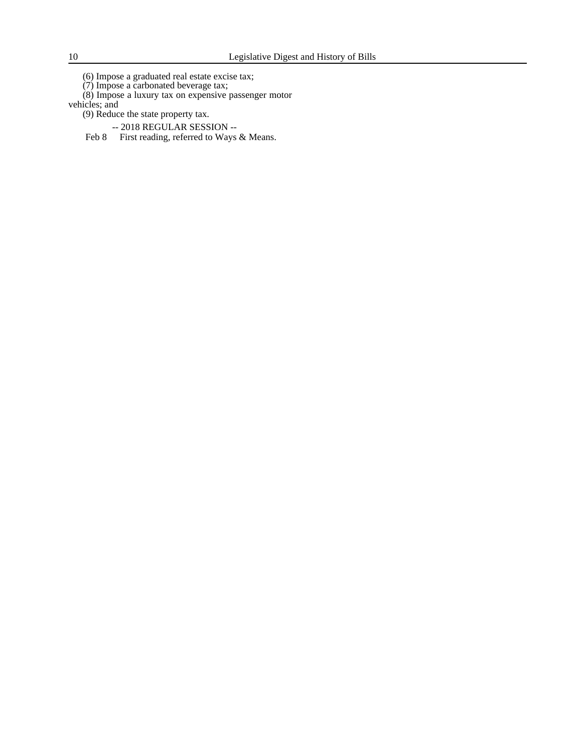(6) Impose a graduated real estate excise tax;
(7) Impose a carbonated beverage tax;
(8) Impose a luxury tax on expensive passenger motor vehicles; and
(9) Reduce the state property tax.

-- 2018 REGULAR SESSION --

Feb 8 First reading, referred to Ways & Means.